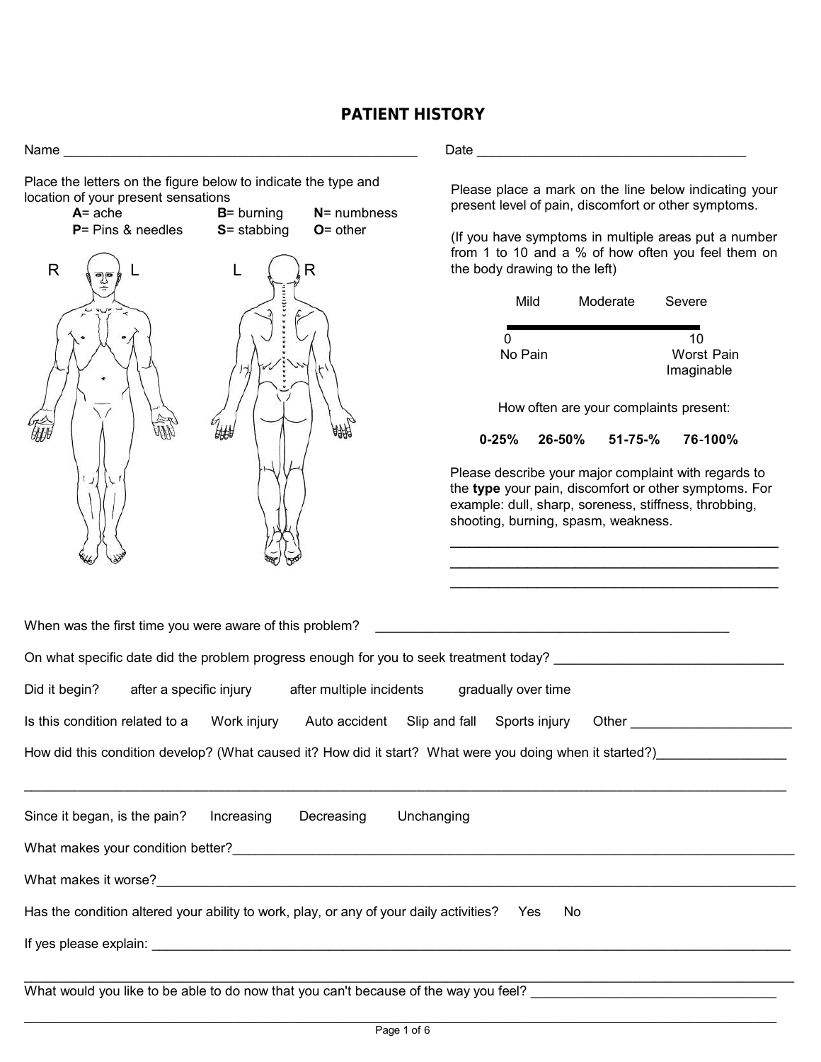# PATIENT HISTORY

Name ________________________________________________ Date ____________________________________

Place the letters on the figure below to indicate the type and location of your present sensations

| | | |
|---|---|---|
| **A**= ache | **B**= burning | **N**= numbness |
| **P**= Pins & needles | **S**= stabbing | **O**= other |

R L L R

Please place a mark on the line below indicating your present level of pain, discomfort or other symptoms.

(If you have symptoms in multiple areas put a number from 1 to 10 and a % of how often you feel them on the body drawing to the left)

Mild Moderate Severe

0 — 10
No Pain — Worst Pain Imaginable

How often are your complaints present:

**0-25% 26-50% 51-75-% 76-100%**

Please describe your major complaint with regards to the **type** your pain, discomfort or other symptoms. For example: dull, sharp, soreness, stiffness, throbbing, shooting, burning, spasm, weakness.

_____________________________________________
_____________________________________________
_____________________________________________

When was the first time you were aware of this problem? ________________________________________________

On what specific date did the problem progress enough for you to seek treatment today? ______________________________

Did it begin? after a specific injury after multiple incidents gradually over time

Is this condition related to a Work injury Auto accident Slip and fall Sports injury Other _____________________

How did this condition develop? (What caused it? How did it start? What were you doing when it started?)_________________

_____________________________________________________________________________________________________

Since it began, is the pain? Increasing Decreasing Unchanging

What makes your condition better?_____________________________________________________________________________

What makes it worse?_______________________________________________________________________________________

Has the condition altered your ability to work, play, or any of your daily activities? Yes No

If yes please explain: _______________________________________________________________________________________

_____________________________________________________________________________________________________

What would you like to be able to do now that you can't because of the way you feel? _________________________________

_____________________________________________________________________________________________________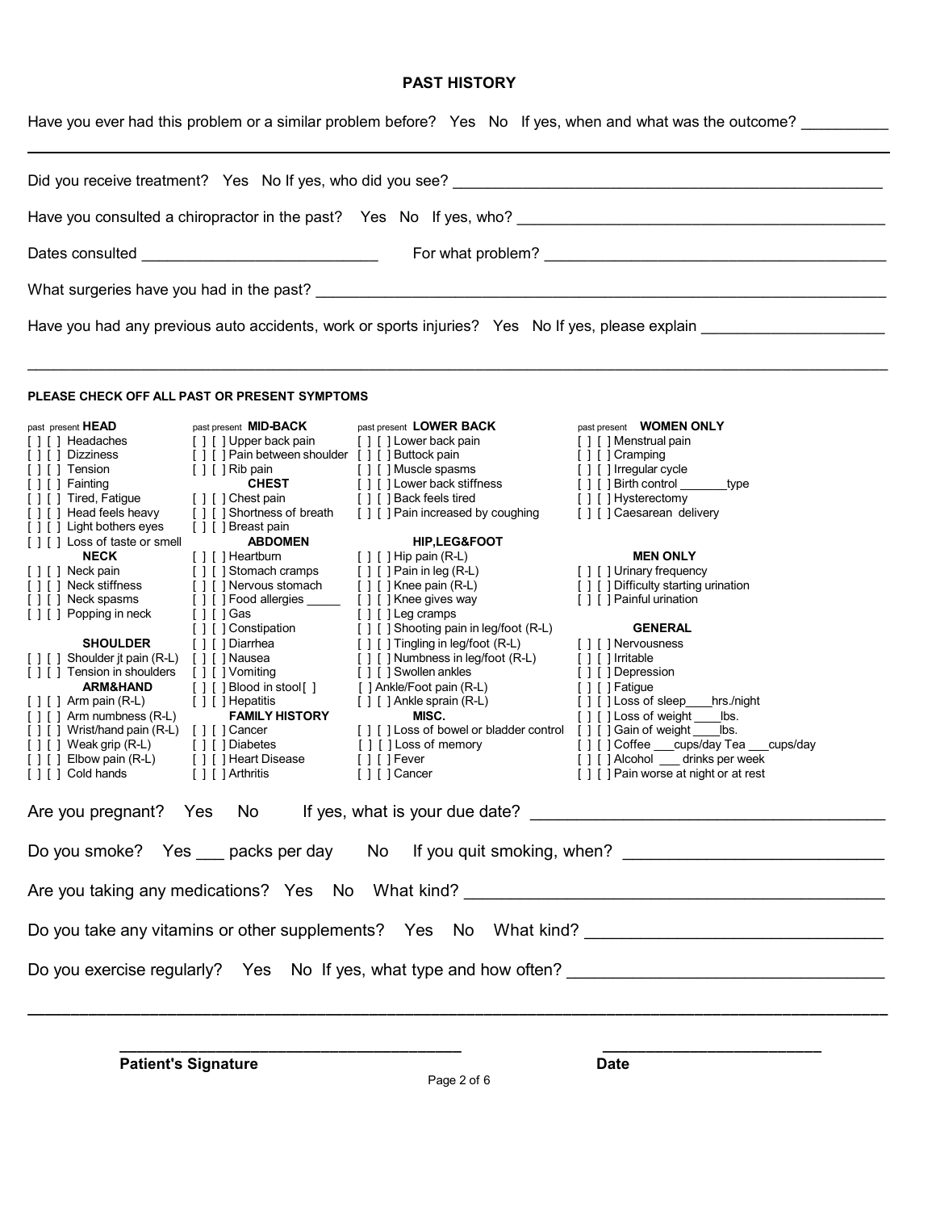## PAST HISTORY

Have you ever had this problem or a similar problem before? Yes No If yes, when and what was the outcome? __________

---

Did you receive treatment? Yes No If yes, who did you see? ____________________________________________________

Have you consulted a chiropractor in the past? Yes No If yes, who? ____________________________________________

Dates consulted ___________________________ For what problem? ________________________________________

What surgeries have you had in the past? __________________________________________________________________

Have you had any previous auto accidents, work or sports injuries? Yes No If yes, please explain _____________________

_____________________________________________________________________________________________

**PLEASE CHECK OFF ALL PAST OR PRESENT SYMPTOMS**

past present **HEAD**
[ ] [ ] Headaches
[ ] [ ] Dizziness
[ ] [ ] Tension
[ ] [ ] Fainting
[ ] [ ] Tired, Fatigue
[ ] [ ] Head feels heavy
[ ] [ ] Light bothers eyes
[ ] [ ] Loss of taste or smell

**NECK**
[ ] [ ] Neck pain
[ ] [ ] Neck stiffness
[ ] [ ] Neck spasms
[ ] [ ] Popping in neck

**SHOULDER**
[ ] [ ] Shoulder jt pain (R-L)
[ ] [ ] Tension in shoulders

**ARM&HAND**
[ ] [ ] Arm pain (R-L)
[ ] [ ] Arm numbness (R-L)
[ ] [ ] Wrist/hand pain (R-L)
[ ] [ ] Weak grip (R-L)
[ ] [ ] Elbow pain (R-L)
[ ] [ ] Cold hands

past present **MID-BACK**
[ ] [ ] Upper back pain
[ ] [ ] Pain between shoulder
[ ] [ ] Rib pain

**CHEST**
[ ] [ ] Chest pain
[ ] [ ] Shortness of breath
[ ] [ ] Breast pain

**ABDOMEN**
[ ] [ ] Heartburn
[ ] [ ] Stomach cramps
[ ] [ ] Nervous stomach
[ ] [ ] Food allergies _____
[ ] [ ] Gas
[ ] [ ] Constipation
[ ] [ ] Diarrhea
[ ] [ ] Nausea
[ ] [ ] Vomiting
[ ] [ ] Blood in stool [ ]
[ ] [ ] Hepatitis

**FAMILY HISTORY**
[ ] [ ] Cancer
[ ] [ ] Diabetes
[ ] [ ] Heart Disease
[ ] [ ] Arthritis

past present **LOWER BACK**
[ ] [ ] Lower back pain
[ ] [ ] Buttock pain
[ ] [ ] Muscle spasms
[ ] [ ] Lower back stiffness
[ ] [ ] Back feels tired
[ ] [ ] Pain increased by coughing

**HIP,LEG&FOOT**
[ ] [ ] Hip pain (R-L)
[ ] [ ] Pain in leg (R-L)
[ ] [ ] Knee pain (R-L)
[ ] [ ] Knee gives way
[ ] [ ] Leg cramps
[ ] [ ] Shooting pain in leg/foot (R-L)
[ ] [ ] Tingling in leg/foot (R-L)
[ ] [ ] Numbness in leg/foot (R-L)
[ ] [ ] Swollen ankles
[ ] Ankle/Foot pain (R-L)
[ ] [ ] Ankle sprain (R-L)

**MISC.**
[ ] [ ] Loss of bowel or bladder control
[ ] [ ] Loss of memory
[ ] [ ] Fever
[ ] [ ] Cancer

past present **WOMEN ONLY**
[ ] [ ] Menstrual pain
[ ] [ ] Cramping
[ ] [ ] Irregular cycle
[ ] [ ] Birth control _______type
[ ] [ ] Hysterectomy
[ ] [ ] Caesarean delivery

**MEN ONLY**
[ ] [ ] Urinary frequency
[ ] [ ] Difficulty starting urination
[ ] [ ] Painful urination

**GENERAL**
[ ] [ ] Nervousness
[ ] [ ] Irritable
[ ] [ ] Depression
[ ] [ ] Fatigue
[ ] [ ] Loss of sleep____hrs./night
[ ] [ ] Loss of weight ____lbs.
[ ] [ ] Gain of weight ____lbs.
[ ] [ ] Coffee ___cups/day Tea ___cups/day
[ ] [ ] Alcohol ___ drinks per week
[ ] [ ] Pain worse at night or at rest

Are you pregnant? Yes No If yes, what is your due date? ____________________________________

Do you smoke? Yes ___ packs per day No If you quit smoking, when? ___________________________

Are you taking any medications? Yes No What kind? _____________________________________________

Do you take any vitamins or other supplements? Yes No What kind? _______________________________

Do you exercise regularly? Yes No If yes, what type and how often? ________________________________

_____________________________________________________________________________________________

**Patient's Signature** ______________________________ **Date** ______________________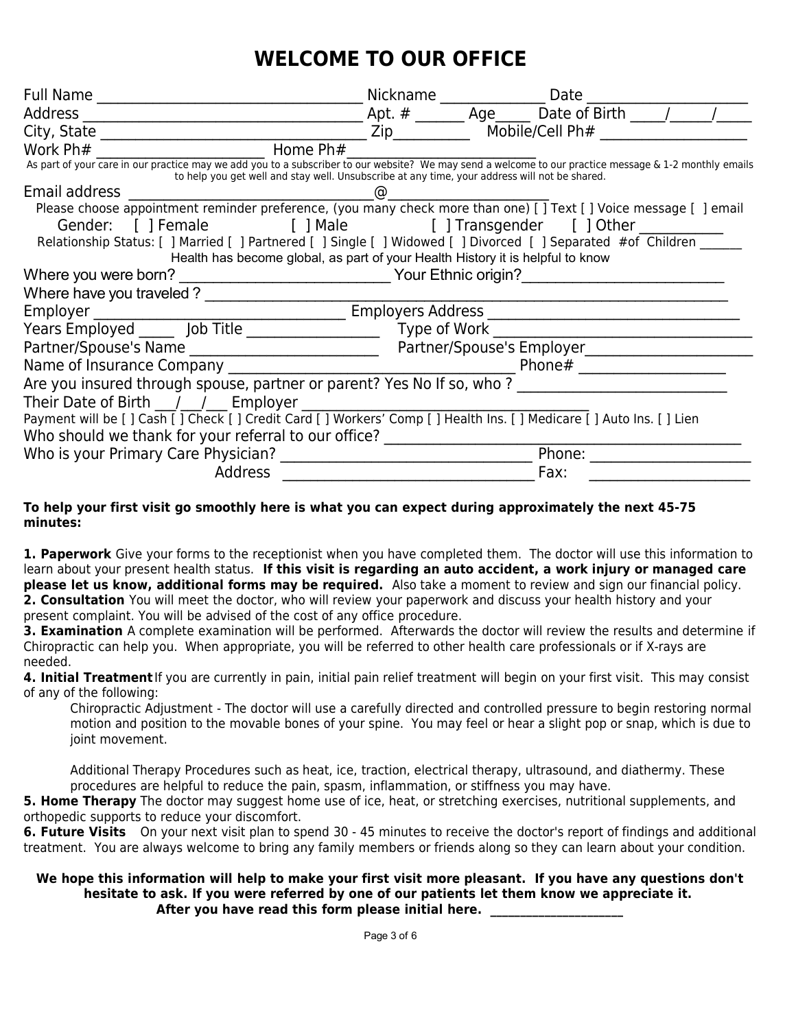# WELCOME TO OUR OFFICE

Full Name ___________________________________ Nickname ______________ Date _____________________

Address ___________________________________ Apt. # _______ Age_____ Date of Birth _____/______/_____

City, State ___________________________________ Zip__________ Mobile/Cell Ph# ___________________

Work Ph# ______________________ Home Ph#_______________________

As part of your care in our practice may we add you to a subscriber to our website? We may send a welcome to our practice message & 1-2 monthly emails to help you get well and stay well. Unsubscribe at any time, your address will not be shared.

Email address _______________________________@____________________

Please choose appointment reminder preference, (you many check more than one) [ ] Text [ ] Voice message [ ] email

Gender: [ ] Female [ ] Male [ ] Transgender [ ] Other ___________

Relationship Status: [ ] Married [ ] Partnered [ ] Single [ ] Widowed [ ] Divorced [ ] Separated #of Children _______

Health has become global, as part of your Health History it is helpful to know

Where you were born? ____________________________ Your Ethnic origin?___________________________

Where have you traveled ? ____________________________________________________________________

Employer ________________________________ Employers Address ________________________________

Years Employed _____ Job Title _________________ Type of Work ___________________________________

Partner/Spouse's Name ________________________ Partner/Spouse's Employer______________________

Name of Insurance Company ____________________________________ Phone# ___________________

Are you insured through spouse, partner or parent? Yes No If so, who ? ____________________________

Their Date of Birth ___/___/___ Employer ______________________________________

Payment will be [ ] Cash [ ] Check [ ] Credit Card [ ] Workers' Comp [ ] Health Ins. [ ] Medicare [ ] Auto Ins. [ ] Lien

Who should we thank for your referral to our office? _______________________________________________

Who is your Primary Care Physician? _________________________________ Phone: _____________________

Address _________________________________ Fax: _____________________

**To help your first visit go smoothly here is what you can expect during approximately the next 45-75 minutes:**

**1. Paperwork** Give your forms to the receptionist when you have completed them. The doctor will use this information to learn about your present health status. **If this visit is regarding an auto accident, a work injury or managed care please let us know, additional forms may be required.** Also take a moment to review and sign our financial policy.

**2. Consultation** You will meet the doctor, who will review your paperwork and discuss your health history and your present complaint. You will be advised of the cost of any office procedure.

**3. Examination** A complete examination will be performed. Afterwards the doctor will review the results and determine if Chiropractic can help you. When appropriate, you will be referred to other health care professionals or if X-rays are needed.

**4. Initial Treatment** If you are currently in pain, initial pain relief treatment will begin on your first visit. This may consist of any of the following:

Chiropractic Adjustment - The doctor will use a carefully directed and controlled pressure to begin restoring normal motion and position to the movable bones of your spine. You may feel or hear a slight pop or snap, which is due to joint movement.

Additional Therapy Procedures such as heat, ice, traction, electrical therapy, ultrasound, and diathermy. These procedures are helpful to reduce the pain, spasm, inflammation, or stiffness you may have.

**5. Home Therapy** The doctor may suggest home use of ice, heat, or stretching exercises, nutritional supplements, and orthopedic supports to reduce your discomfort.

**6. Future Visits** On your next visit plan to spend 30 - 45 minutes to receive the doctor's report of findings and additional treatment. You are always welcome to bring any family members or friends along so they can learn about your condition.

**We hope this information will help to make your first visit more pleasant. If you have any questions don't hesitate to ask. If you were referred by one of our patients let them know we appreciate it. After you have read this form please initial here. ____________________**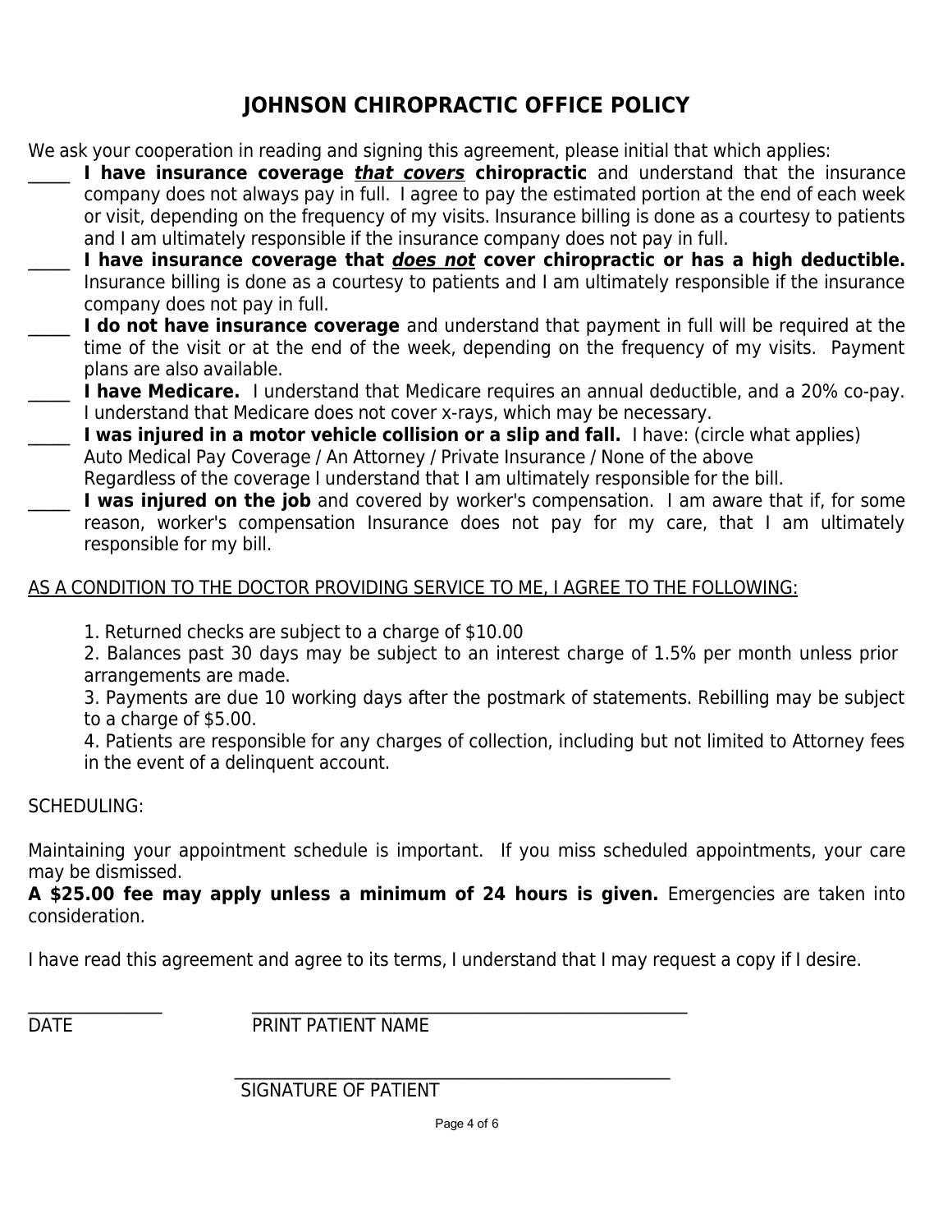# JOHNSON CHIROPRACTIC OFFICE POLICY

We ask your cooperation in reading and signing this agreement, please initial that which applies:

_____ **I have insurance coverage _*that covers*_ chiropractic** and understand that the insurance company does not always pay in full. I agree to pay the estimated portion at the end of each week or visit, depending on the frequency of my visits. Insurance billing is done as a courtesy to patients and I am ultimately responsible if the insurance company does not pay in full.

_____ **I have insurance coverage that _*does not*_ cover chiropractic or has a high deductible.** Insurance billing is done as a courtesy to patients and I am ultimately responsible if the insurance company does not pay in full.

_____ **I do not have insurance coverage** and understand that payment in full will be required at the time of the visit or at the end of the week, depending on the frequency of my visits. Payment plans are also available.

_____ **I have Medicare.** I understand that Medicare requires an annual deductible, and a 20% co-pay. I understand that Medicare does not cover x-rays, which may be necessary.

_____ **I was injured in a motor vehicle collision or a slip and fall.** I have: (circle what applies)
Auto Medical Pay Coverage / An Attorney / Private Insurance / None of the above
Regardless of the coverage I understand that I am ultimately responsible for the bill.

_____ **I was injured on the job** and covered by worker's compensation. I am aware that if, for some reason, worker's compensation Insurance does not pay for my care, that I am ultimately responsible for my bill.

<u>AS A CONDITION TO THE DOCTOR PROVIDING SERVICE TO ME, I AGREE TO THE FOLLOWING:</u>

1. Returned checks are subject to a charge of $10.00
2. Balances past 30 days may be subject to an interest charge of 1.5% per month unless prior arrangements are made.
3. Payments are due 10 working days after the postmark of statements. Rebilling may be subject to a charge of $5.00.
4. Patients are responsible for any charges of collection, including but not limited to Attorney fees in the event of a delinquent account.

SCHEDULING:

Maintaining your appointment schedule is important. If you miss scheduled appointments, your care may be dismissed.
**A $25.00 fee may apply unless a minimum of 24 hours is given.** Emergencies are taken into consideration.

I have read this agreement and agree to its terms, I understand that I may request a copy if I desire.

________________ ____________________________________________________

DATE PRINT PATIENT NAME

____________________________________________________

SIGNATURE OF PATIENT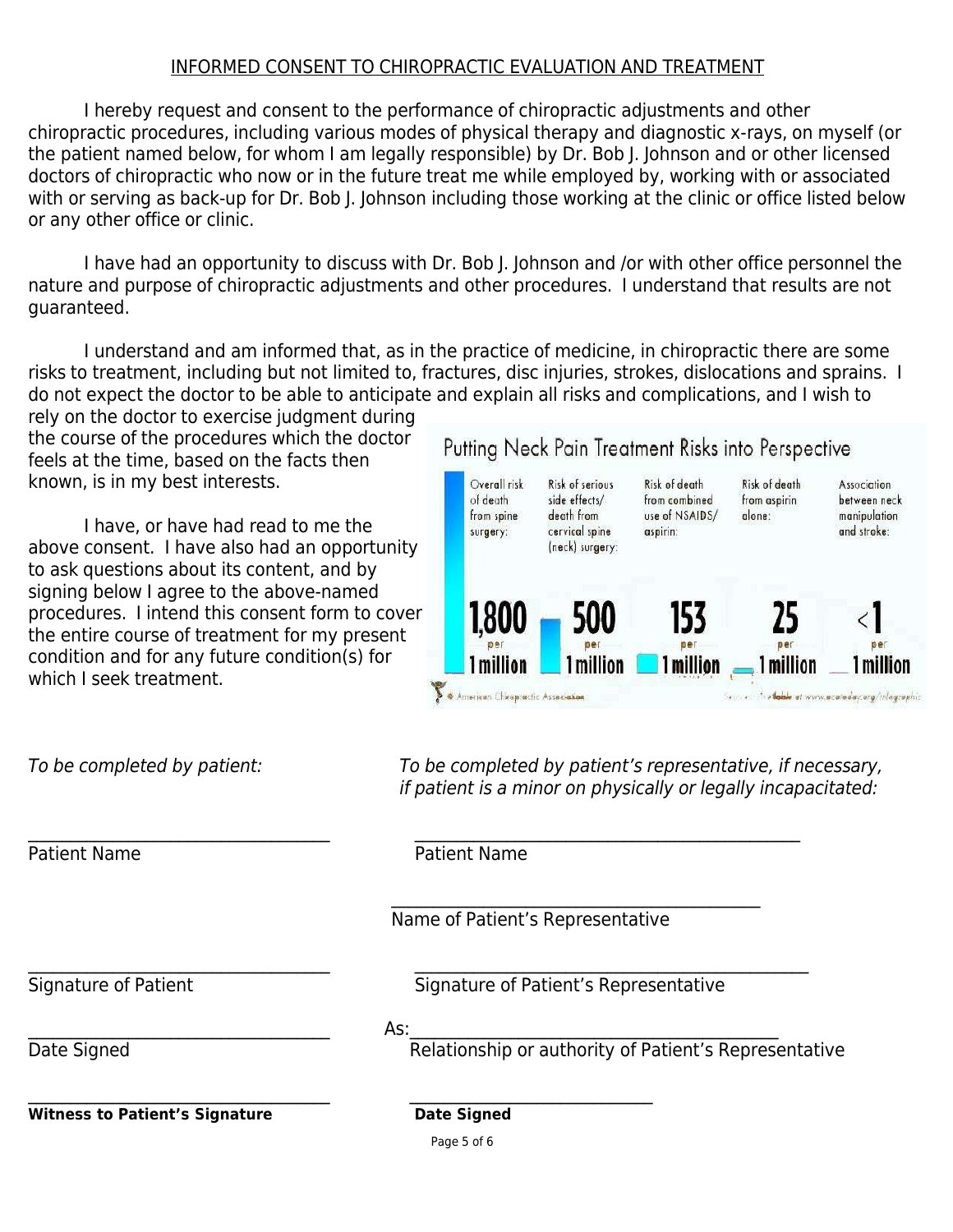## INFORMED CONSENT TO CHIROPRACTIC EVALUATION AND TREATMENT

I hereby request and consent to the performance of chiropractic adjustments and other chiropractic procedures, including various modes of physical therapy and diagnostic x-rays, on myself (or the patient named below, for whom I am legally responsible) by Dr. Bob J. Johnson and or other licensed doctors of chiropractic who now or in the future treat me while employed by, working with or associated with or serving as back-up for Dr. Bob J. Johnson including those working at the clinic or office listed below or any other office or clinic.

I have had an opportunity to discuss with Dr. Bob J. Johnson and /or with other office personnel the nature and purpose of chiropractic adjustments and other procedures. I understand that results are not guaranteed.

I understand and am informed that, as in the practice of medicine, in chiropractic there are some risks to treatment, including but not limited to, fractures, disc injuries, strokes, dislocations and sprains. I do not expect the doctor to be able to anticipate and explain all risks and complications, and I wish to rely on the doctor to exercise judgment during the course of the procedures which the doctor feels at the time, based on the facts then known, is in my best interests.

I have, or have had read to me the above consent. I have also had an opportunity to ask questions about its content, and by signing below I agree to the above-named procedures. I intend this consent form to cover the entire course of treatment for my present condition and for any future condition(s) for which I seek treatment.

**Putting Neck Pain Treatment Risks into Perspective**

| Overall risk of death from spine surgery: | Risk of serious side effects/ death from cervical spine (neck) surgery: | Risk of death from combined use of NSAIDS/ aspirin: | Risk of death from aspirin alone: | Association between neck manipulation and stroke: |
|---|---|---|---|---|
| 1,800 per 1 million | 500 per 1 million | 153 per 1 million | 25 per 1 million | <1 per 1 million |

American Chiropractic Association

| *To be completed by patient:* | *To be completed by patient's representative, if necessary, if patient is a minor on physically or legally incapacitated:* |
|---|---|
| ______________________ Patient Name | ______________________ Patient Name |
| | ______________________ Name of Patient's Representative |
| ______________________ Signature of Patient | ______________________ Signature of Patient's Representative |
| ______________________ Date Signed | As: ______________________ Relationship or authority of Patient's Representative |
| ______________________ **Witness to Patient's Signature** | ______________________ **Date Signed** |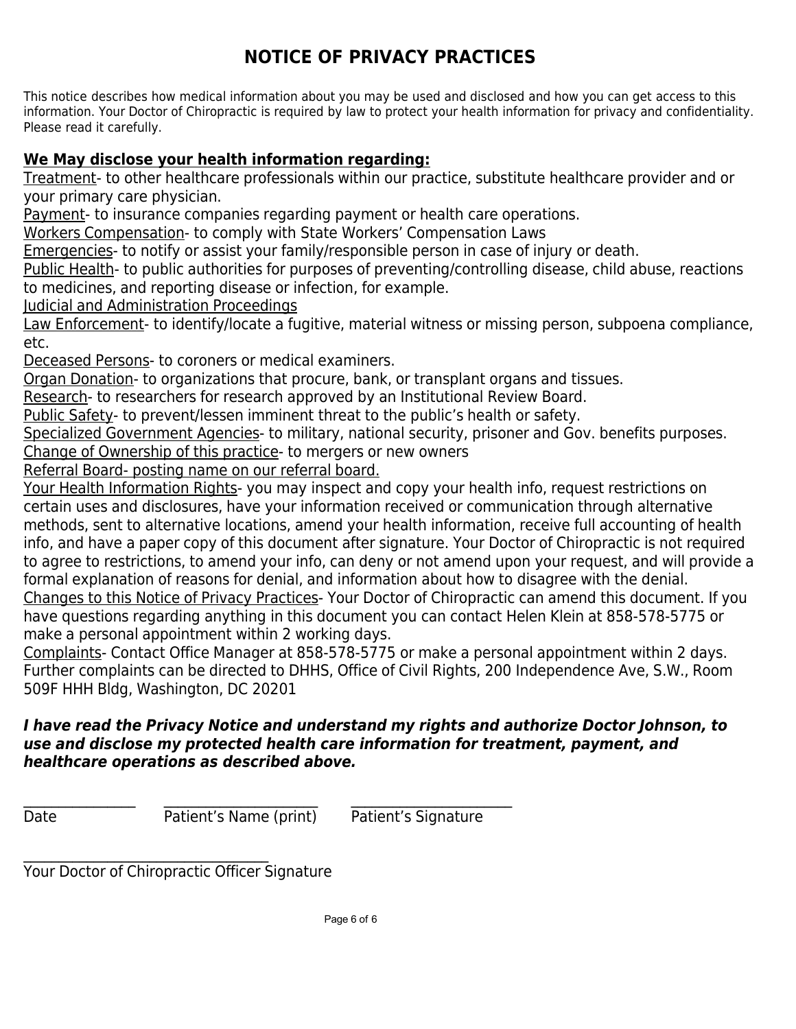# NOTICE OF PRIVACY PRACTICES

This notice describes how medical information about you may be used and disclosed and how you can get access to this information. Your Doctor of Chiropractic is required by law to protect your health information for privacy and confidentiality. Please read it carefully.

**We May disclose your health information regarding:**

Treatment- to other healthcare professionals within our practice, substitute healthcare provider and or your primary care physician.

Payment- to insurance companies regarding payment or health care operations.

Workers Compensation- to comply with State Workers' Compensation Laws

Emergencies- to notify or assist your family/responsible person in case of injury or death.

Public Health- to public authorities for purposes of preventing/controlling disease, child abuse, reactions to medicines, and reporting disease or infection, for example.

Judicial and Administration Proceedings

Law Enforcement- to identify/locate a fugitive, material witness or missing person, subpoena compliance, etc.

Deceased Persons- to coroners or medical examiners.

Organ Donation- to organizations that procure, bank, or transplant organs and tissues.

Research- to researchers for research approved by an Institutional Review Board.

Public Safety- to prevent/lessen imminent threat to the public's health or safety.

Specialized Government Agencies- to military, national security, prisoner and Gov. benefits purposes.

Change of Ownership of this practice- to mergers or new owners

Referral Board- posting name on our referral board.

Your Health Information Rights- you may inspect and copy your health info, request restrictions on certain uses and disclosures, have your information received or communication through alternative methods, sent to alternative locations, amend your health information, receive full accounting of health info, and have a paper copy of this document after signature. Your Doctor of Chiropractic is not required to agree to restrictions, to amend your info, can deny or not amend upon your request, and will provide a formal explanation of reasons for denial, and information about how to disagree with the denial.

Changes to this Notice of Privacy Practices- Your Doctor of Chiropractic can amend this document. If you have questions regarding anything in this document you can contact Helen Klein at 858-578-5775 or make a personal appointment within 2 working days.

Complaints- Contact Office Manager at 858-578-5775 or make a personal appointment within 2 days. Further complaints can be directed to DHHS, Office of Civil Rights, 200 Independence Ave, S.W., Room 509F HHH Bldg, Washington, DC 20201

***I have read the Privacy Notice and understand my rights and authorize Doctor Johnson, to use and disclose my protected health care information for treatment, payment, and healthcare operations as described above.***

______________ ____________________ ____________________

Date Patient's Name (print) Patient's Signature

______________________________

Your Doctor of Chiropractic Officer Signature